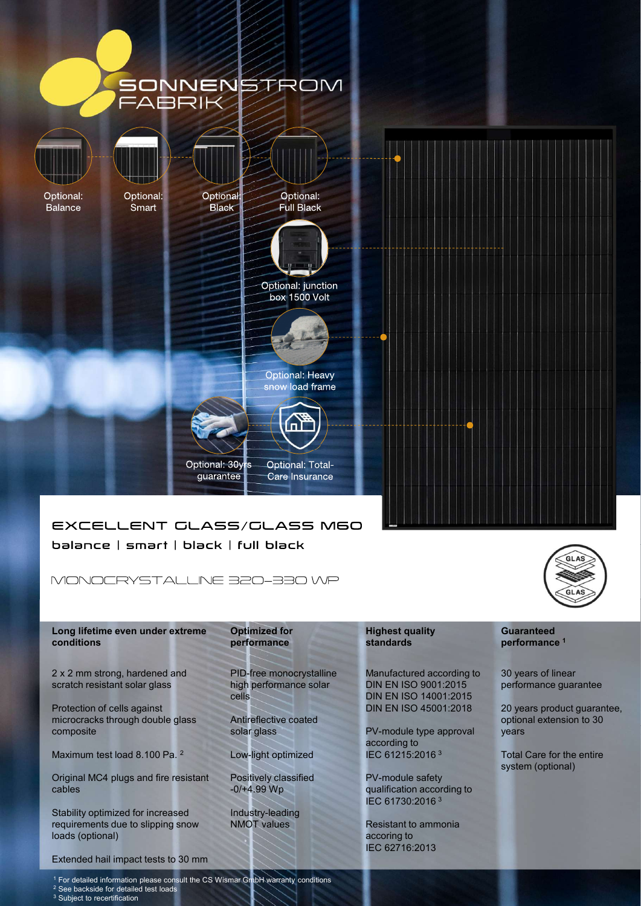SONNENSTROM FABRIK

Optional: Balance

Optional: Smart

Optional: Black

Optional: Full Black

Optional: junction box 1500 Volt

Optional: Heavy snow load frame

Optional: 30yrs guarantee

Optional: Total-Care Insurance

# EXCELLENT GLASS/GLASS M60

## balance | smart | black | full black

### MONOCRYSTALLINE 320–330 WP

GLAS GLAS

**Long lifetime even under extreme conditions**

2 x 2 mm strong, hardened and scratch resistant solar glass

Protection of cells against microcracks through double glass composite

Maximum test load 8.100 Pa. [2]

Original MC4 plugs and fire resistant cables

Stability optimized for increased requirements due to slipping snow loads (optional)

Extended hail impact tests to 30 mm

**Optimized for performance**

PID-free monocrystalline high performance solar cells

Antireflective coated solar glass

Low-light optimized

Positively classified -0/+4.99 Wp

Industry-leading NMOT values

**Highest quality standards**

Manufactured according to DIN EN ISO 9001:2015 DIN EN ISO 14001:2015 DIN EN ISO 45001:2018

PV-module type approval according to IEC 61215:2016 [3]

PV-module safety qualification according to IEC 61730:2016 [3]

Resistant to ammonia accoring to IEC 62716:2013

**Guaranteed performance [1]**

30 years of linear performance guarantee

20 years product guarantee, optional extension to 30 years

Total Care for the entire system (optional)

[1] For detailed information please consult the CS Wismar GmbH warranty conditions
[2] See backside for detailed test loads
[3] Subject to recertification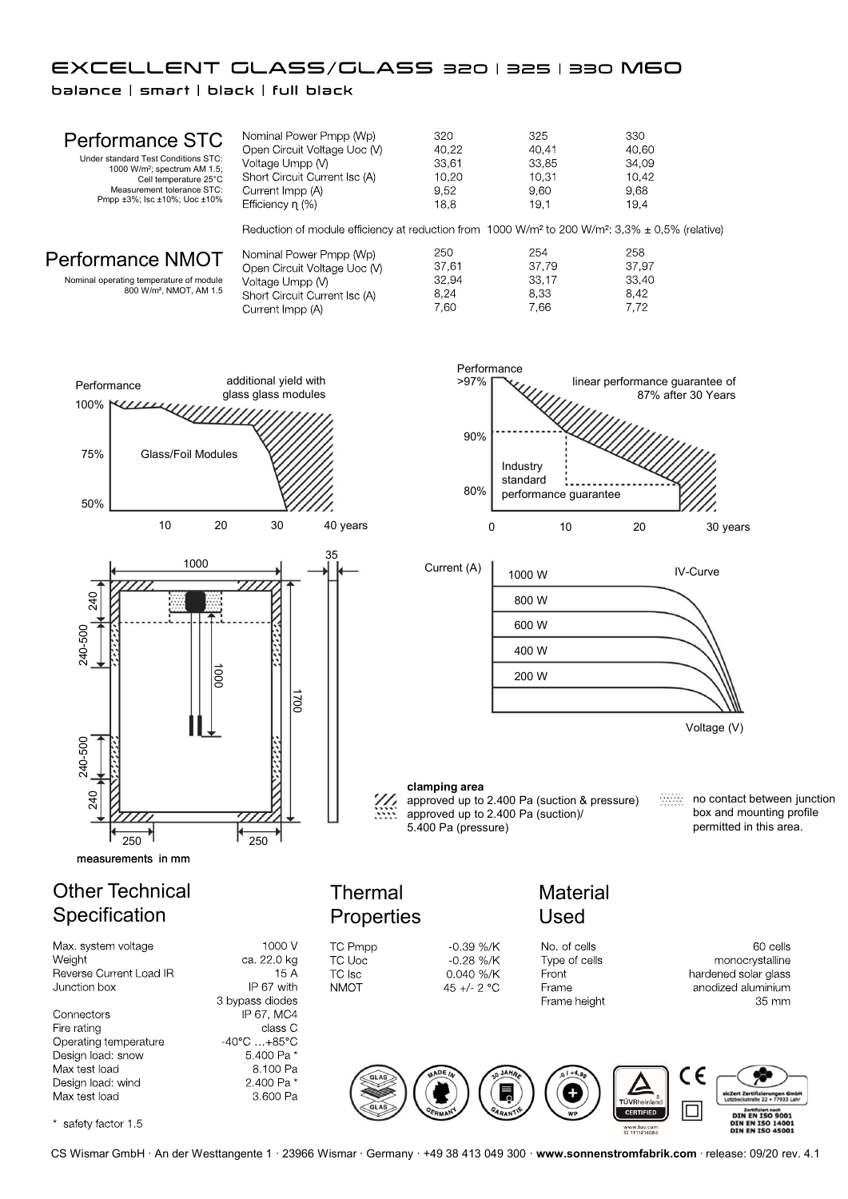# EXCELLENT GLASS/GLASS 320 | 325 | 330 M60

balance | smart | black | full black

## Performance STC

Under standard Test Conditions STC: 1000 W/m²; spectrum AM 1.5; Cell temperature 25°C
Measurement tolerance STC: Pmpp ±3%; Isc ±10%; Uoc ±10%

| | | | |
|---|---|---|---|
| Nominal Power Pmpp (Wp) | 320 | 325 | 330 |
| Open Circuit Voltage Uoc (V) | 40,22 | 40,41 | 40,60 |
| Voltage Umpp (V) | 33,61 | 33,85 | 34,09 |
| Short Circuit Current Isc (A) | 10,20 | 10,31 | 10,42 |
| Current Impp (A) | 9,52 | 9,60 | 9,68 |
| Efficiency η (%) | 18,8 | 19,1 | 19,4 |

Reduction of module efficiency at reduction from 1000 W/m² to 200 W/m²: 3,3% ± 0,5% (relative)

## Performance NMOT

Nominal operating temperature of module 800 W/m², NMOT, AM 1.5

| | | | |
|---|---|---|---|
| Nominal Power Pmpp (Wp) | 250 | 254 | 258 |
| Open Circuit Voltage Uoc (V) | 37,61 | 37,79 | 37,97 |
| Voltage Umpp (V) | 32,94 | 33,17 | 33,40 |
| Short Circuit Current Isc (A) | 8,24 | 8,33 | 8,42 |
| Current Impp (A) | 7,60 | 7,66 | 7,72 |

Performance
additional yield with glass glass modules
100%
75%
50%
Glass/Foil Modules
10 20 30 40 years

Performance
>97%
linear performance guarantee of 87% after 30 Years
90%
80%
Industry standard performance guarantee
0 10 20 30 years

1000
35
240
240-500
1000
1700
240-500
240
250 250
measurements in mm

Current (A)
1000 W
800 W
600 W
400 W
200 W
IV-Curve
Voltage (V)

clamping area
approved up to 2.400 Pa (suction & pressure)
approved up to 2.400 Pa (suction)/ 5.400 Pa (pressure)

no contact between junction box and mounting profile permitted in this area.

## Other Technical Specification

| | |
|---|---|
| Max. system voltage | 1000 V |
| Weight | ca. 22.0 kg |
| Reverse Current Load IR | 15 A |
| Junction box | IP 67 with 3 bypass diodes |
| Connectors | IP 67, MC4 |
| Fire rating | class C |
| Operating temperature | -40°C …+85°C |
| Design load: snow | 5.400 Pa * |
| Max test load | 8.100 Pa |
| Design load: wind | 2.400 Pa * |
| Max test load | 3.600 Pa |

\* safety factor 1.5

## Thermal Properties

| | |
|---|---|
| TC Pmpp | -0.39 %/K |
| TC Uoc | -0.28 %/K |
| TC Isc | 0.040 %/K |
| NMOT | 45 +/- 2 °C |

## Material Used

| | |
|---|---|
| No. of cells | 60 cells |
| Type of cells | monocrystalline |
| Front | hardened solar glass |
| Frame | anodized aluminium |
| Frame height | 35 mm |

GLAS GLAS · MADE IN GERMANY · 30 JAHRE GARANTIE · -0 / +4,99 WP · TÜVRheinland CERTIFIED www.tuv.com ID 1111216084 · CE · sicZert Zertifizierungen GmbH Lotzbeckstraße 22 • 77933 Lahr · Zertifiziert nach DIN EN ISO 9001 DIN EN ISO 14001 DIN EN ISO 45001

CS Wismar GmbH · An der Westtangente 1 · 23966 Wismar · Germany · +49 38 413 049 300 · **www.sonnenstromfabrik.com** · release: 09/20 rev. 4.1